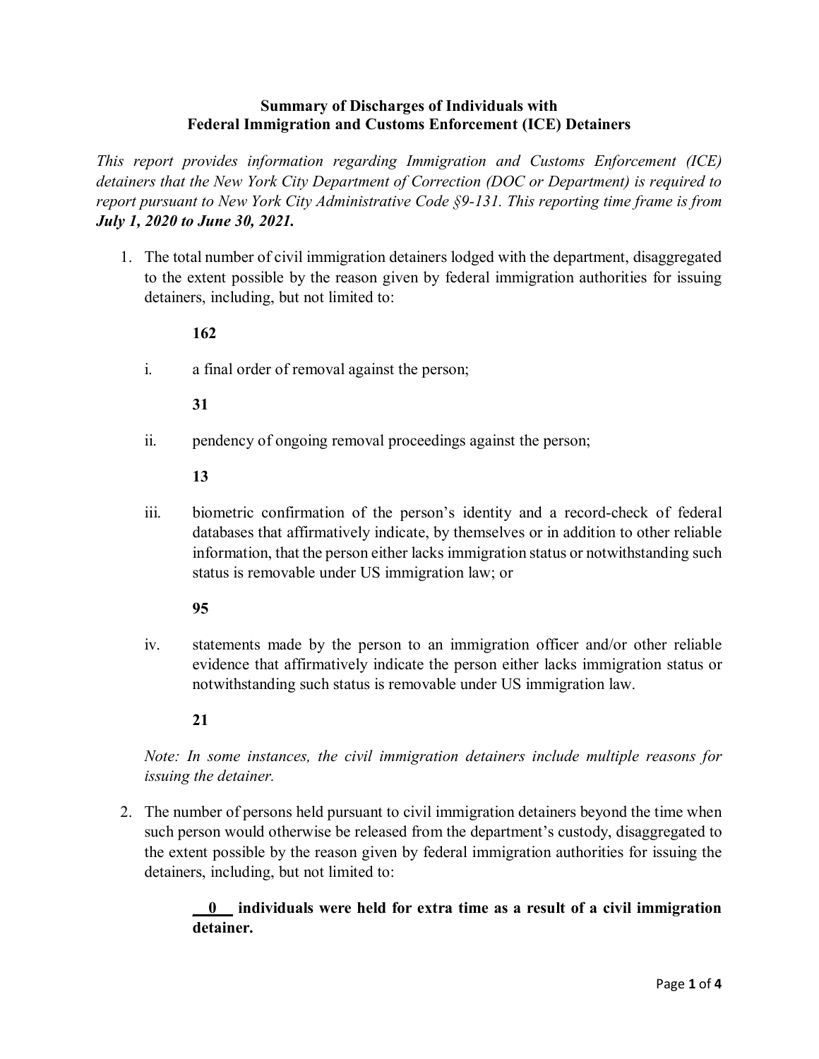**Summary of Discharges of Individuals with**
**Federal Immigration and Customs Enforcement (ICE) Detainers**

*This report provides information regarding Immigration and Customs Enforcement (ICE) detainers that the New York City Department of Correction (DOC or Department) is required to report pursuant to New York City Administrative Code §9-131. This reporting time frame is from **July 1, 2020 to June 30, 2021.***

1. The total number of civil immigration detainers lodged with the department, disaggregated to the extent possible by the reason given by federal immigration authorities for issuing detainers, including, but not limited to:

   **162**

   i. a final order of removal against the person;

   **31**

   ii. pendency of ongoing removal proceedings against the person;

   **13**

   iii. biometric confirmation of the person's identity and a record-check of federal databases that affirmatively indicate, by themselves or in addition to other reliable information, that the person either lacks immigration status or notwithstanding such status is removable under US immigration law; or

   **95**

   iv. statements made by the person to an immigration officer and/or other reliable evidence that affirmatively indicate the person either lacks immigration status or notwithstanding such status is removable under US immigration law.

   **21**

   *Note: In some instances, the civil immigration detainers include multiple reasons for issuing the detainer.*

2. The number of persons held pursuant to civil immigration detainers beyond the time when such person would otherwise be released from the department's custody, disaggregated to the extent possible by the reason given by federal immigration authorities for issuing the detainers, including, but not limited to:

   **\_\_0\_\_ individuals were held for extra time as a result of a civil immigration detainer.**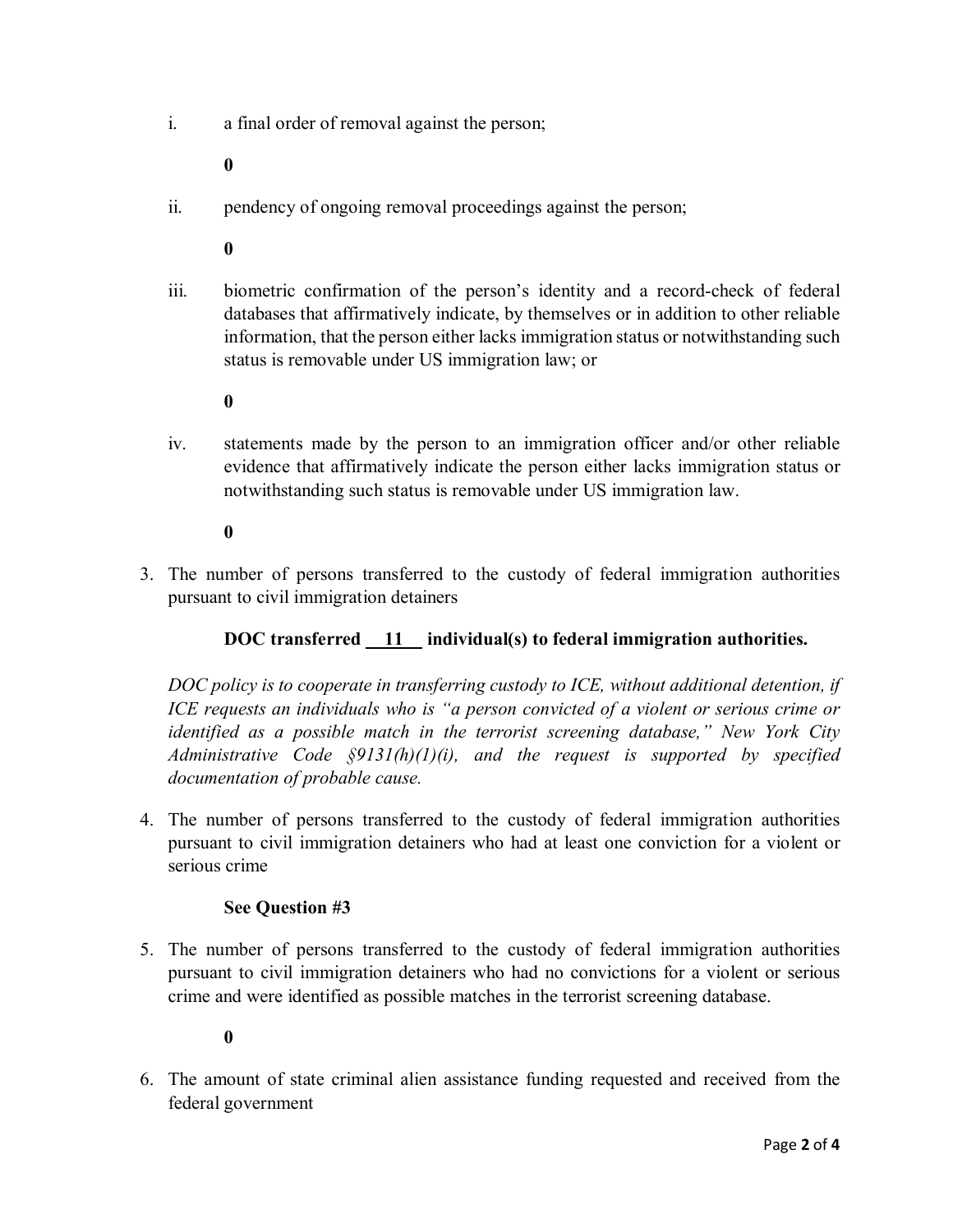i. a final order of removal against the person;

   **0**

ii. pendency of ongoing removal proceedings against the person;

   **0**

iii. biometric confirmation of the person's identity and a record-check of federal databases that affirmatively indicate, by themselves or in addition to other reliable information, that the person either lacks immigration status or notwithstanding such status is removable under US immigration law; or

   **0**

iv. statements made by the person to an immigration officer and/or other reliable evidence that affirmatively indicate the person either lacks immigration status or notwithstanding such status is removable under US immigration law.

   **0**

3. The number of persons transferred to the custody of federal immigration authorities pursuant to civil immigration detainers

   **DOC transferred <u>11</u> individual(s) to federal immigration authorities.**

   *DOC policy is to cooperate in transferring custody to ICE, without additional detention, if ICE requests an individuals who is "a person convicted of a violent or serious crime or identified as a possible match in the terrorist screening database," New York City Administrative Code §9131(h)(1)(i), and the request is supported by specified documentation of probable cause.*

4. The number of persons transferred to the custody of federal immigration authorities pursuant to civil immigration detainers who had at least one conviction for a violent or serious crime

   **See Question #3**

5. The number of persons transferred to the custody of federal immigration authorities pursuant to civil immigration detainers who had no convictions for a violent or serious crime and were identified as possible matches in the terrorist screening database.

   **0**

6. The amount of state criminal alien assistance funding requested and received from the federal government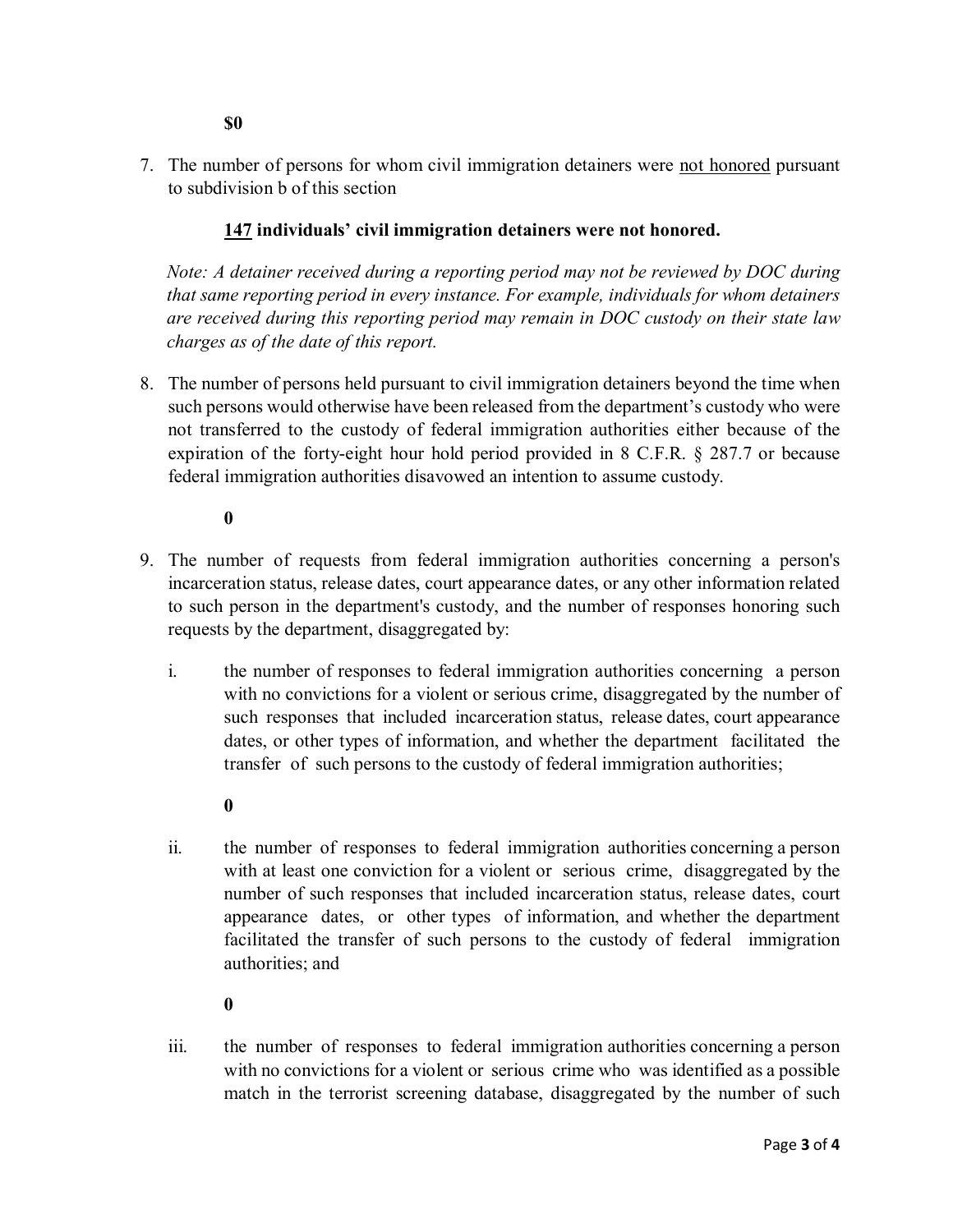**$0**

7. The number of persons for whom civil immigration detainers were <u>not honored</u> pursuant to subdivision b of this section

   **<u>147</u> individuals' civil immigration detainers were not honored.**

   *Note: A detainer received during a reporting period may not be reviewed by DOC during that same reporting period in every instance. For example, individuals for whom detainers are received during this reporting period may remain in DOC custody on their state law charges as of the date of this report.*

8. The number of persons held pursuant to civil immigration detainers beyond the time when such persons would otherwise have been released from the department's custody who were not transferred to the custody of federal immigration authorities either because of the expiration of the forty-eight hour hold period provided in 8 C.F.R. § 287.7 or because federal immigration authorities disavowed an intention to assume custody.

   **0**

9. The number of requests from federal immigration authorities concerning a person's incarceration status, release dates, court appearance dates, or any other information related to such person in the department's custody, and the number of responses honoring such requests by the department, disaggregated by:

   i. the number of responses to federal immigration authorities concerning a person with no convictions for a violent or serious crime, disaggregated by the number of such responses that included incarceration status, release dates, court appearance dates, or other types of information, and whether the department facilitated the transfer of such persons to the custody of federal immigration authorities;

      **0**

   ii. the number of responses to federal immigration authorities concerning a person with at least one conviction for a violent or serious crime, disaggregated by the number of such responses that included incarceration status, release dates, court appearance dates, or other types of information, and whether the department facilitated the transfer of such persons to the custody of federal immigration authorities; and

      **0**

   iii. the number of responses to federal immigration authorities concerning a person with no convictions for a violent or serious crime who was identified as a possible match in the terrorist screening database, disaggregated by the number of such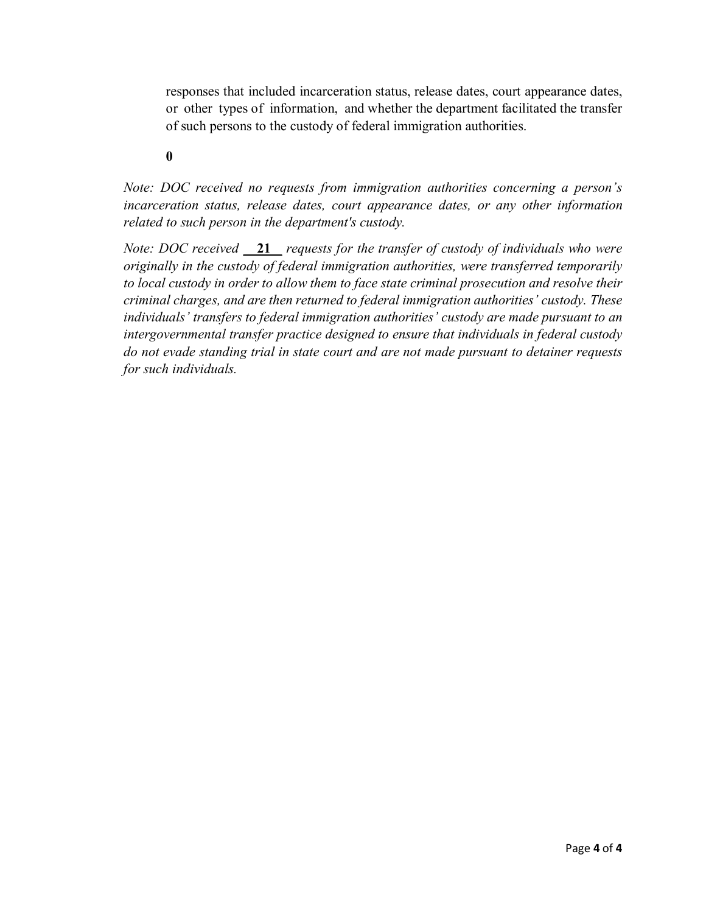responses that included incarceration status, release dates, court appearance dates, or other types of information, and whether the department facilitated the transfer of such persons to the custody of federal immigration authorities.

**0**

*Note: DOC received no requests from immigration authorities concerning a person's incarceration status, release dates, court appearance dates, or any other information related to such person in the department's custody.*

*Note: DOC received* **21** *requests for the transfer of custody of individuals who were originally in the custody of federal immigration authorities, were transferred temporarily to local custody in order to allow them to face state criminal prosecution and resolve their criminal charges, and are then returned to federal immigration authorities' custody. These individuals' transfers to federal immigration authorities' custody are made pursuant to an intergovernmental transfer practice designed to ensure that individuals in federal custody do not evade standing trial in state court and are not made pursuant to detainer requests for such individuals.*